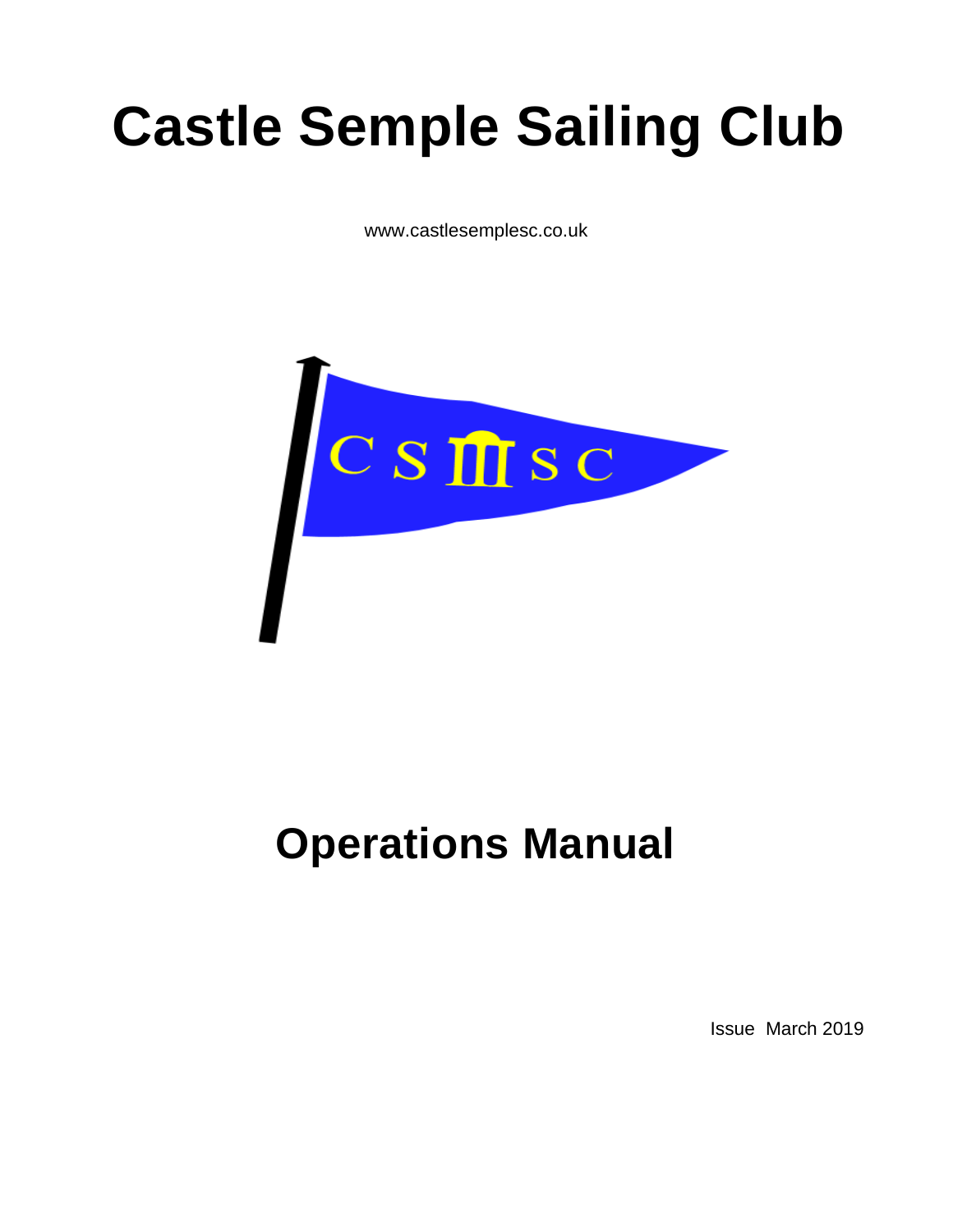# Castle Semple Sailing Club

www.castlesemplesc.co.uk

# Operations Manual

Issue March 2019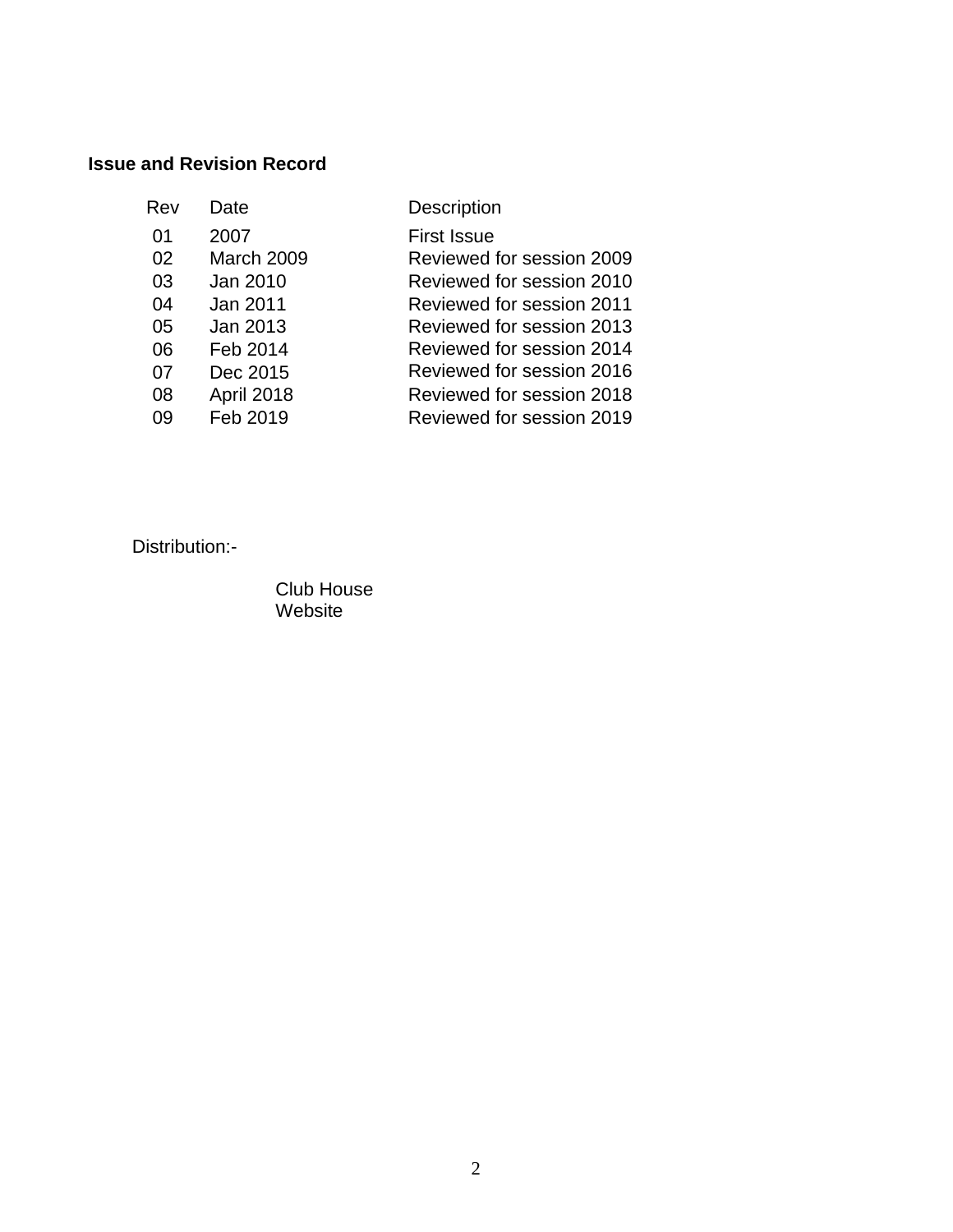**Issue and Revision Record**

| Rev | Date | Description |
| --- | --- | --- |
| 01 | 2007 | First Issue |
| 02 | March 2009 | Reviewed for session 2009 |
| 03 | Jan 2010 | Reviewed for session 2010 |
| 04 | Jan 2011 | Reviewed for session 2011 |
| 05 | Jan 2013 | Reviewed for session 2013 |
| 06 | Feb 2014 | Reviewed for session 2014 |
| 07 | Dec 2015 | Reviewed for session 2016 |
| 08 | April 2018 | Reviewed for session 2018 |
| 09 | Feb 2019 | Reviewed for session 2019 |

Distribution:-

Club House
Website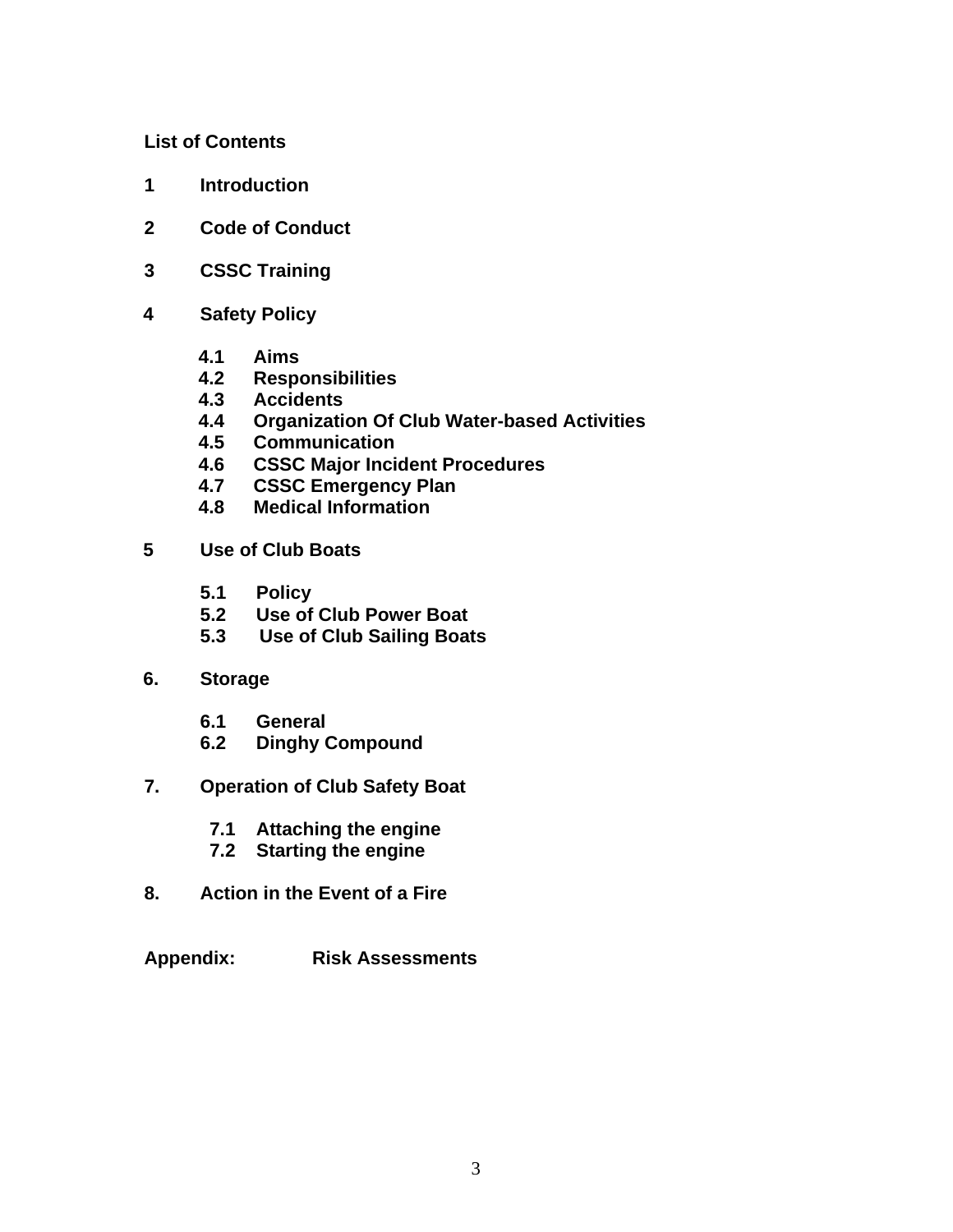**List of Contents**

**1 Introduction**

**2 Code of Conduct**

**3 CSSC Training**

**4 Safety Policy**

- **4.1 Aims**
- **4.2 Responsibilities**
- **4.3 Accidents**
- **4.4 Organization Of Club Water-based Activities**
- **4.5 Communication**
- **4.6 CSSC Major Incident Procedures**
- **4.7 CSSC Emergency Plan**
- **4.8 Medical Information**

**5 Use of Club Boats**

- **5.1 Policy**
- **5.2 Use of Club Power Boat**
- **5.3 Use of Club Sailing Boats**

**6. Storage**

- **6.1 General**
- **6.2 Dinghy Compound**

**7. Operation of Club Safety Boat**

- **7.1 Attaching the engine**
- **7.2 Starting the engine**

**8. Action in the Event of a Fire**

**Appendix: Risk Assessments**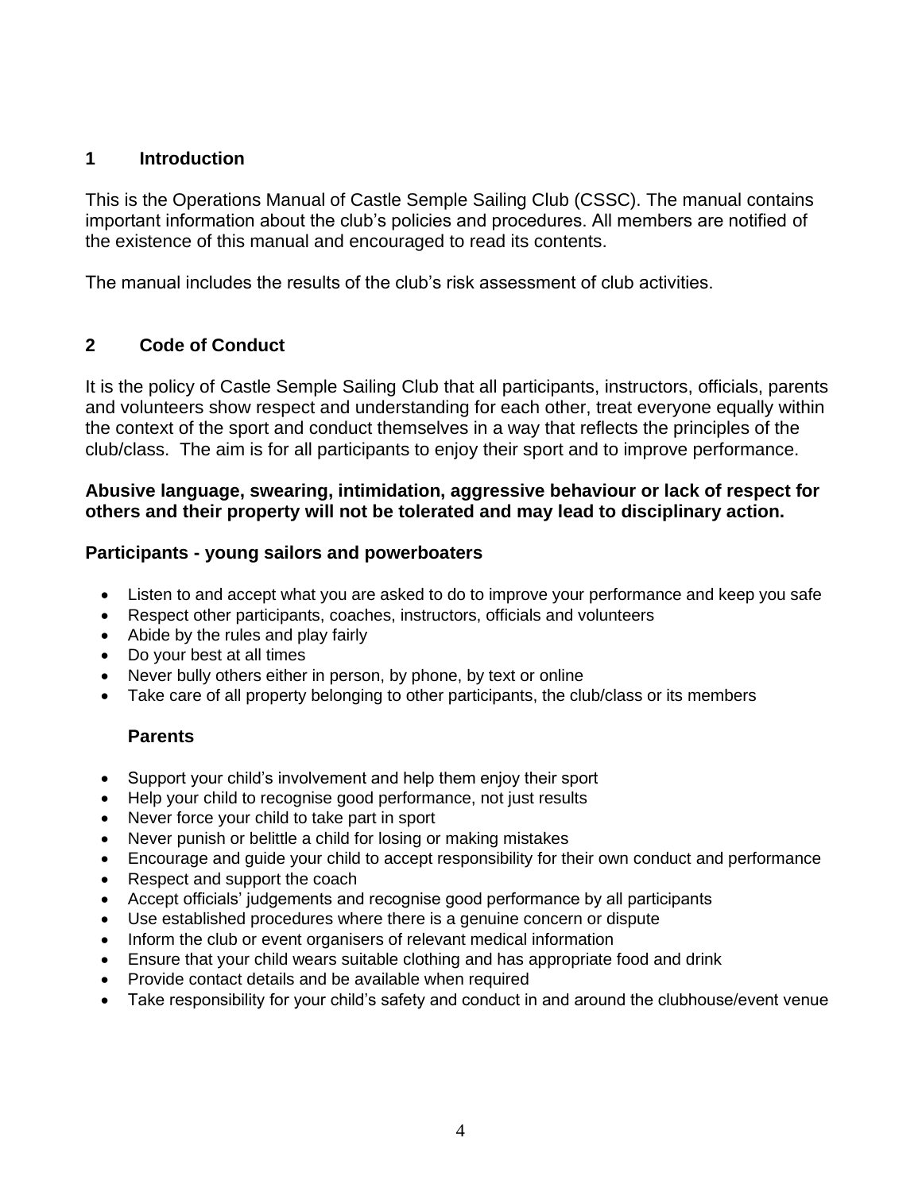## 1 Introduction

This is the Operations Manual of Castle Semple Sailing Club (CSSC). The manual contains important information about the club's policies and procedures. All members are notified of the existence of this manual and encouraged to read its contents.

The manual includes the results of the club's risk assessment of club activities.

## 2 Code of Conduct

It is the policy of Castle Semple Sailing Club that all participants, instructors, officials, parents and volunteers show respect and understanding for each other, treat everyone equally within the context of the sport and conduct themselves in a way that reflects the principles of the club/class. The aim is for all participants to enjoy their sport and to improve performance.

**Abusive language, swearing, intimidation, aggressive behaviour or lack of respect for others and their property will not be tolerated and may lead to disciplinary action.**

### Participants - young sailors and powerboaters

- Listen to and accept what you are asked to do to improve your performance and keep you safe
- Respect other participants, coaches, instructors, officials and volunteers
- Abide by the rules and play fairly
- Do your best at all times
- Never bully others either in person, by phone, by text or online
- Take care of all property belonging to other participants, the club/class or its members

### Parents

- Support your child's involvement and help them enjoy their sport
- Help your child to recognise good performance, not just results
- Never force your child to take part in sport
- Never punish or belittle a child for losing or making mistakes
- Encourage and guide your child to accept responsibility for their own conduct and performance
- Respect and support the coach
- Accept officials' judgements and recognise good performance by all participants
- Use established procedures where there is a genuine concern or dispute
- Inform the club or event organisers of relevant medical information
- Ensure that your child wears suitable clothing and has appropriate food and drink
- Provide contact details and be available when required
- Take responsibility for your child's safety and conduct in and around the clubhouse/event venue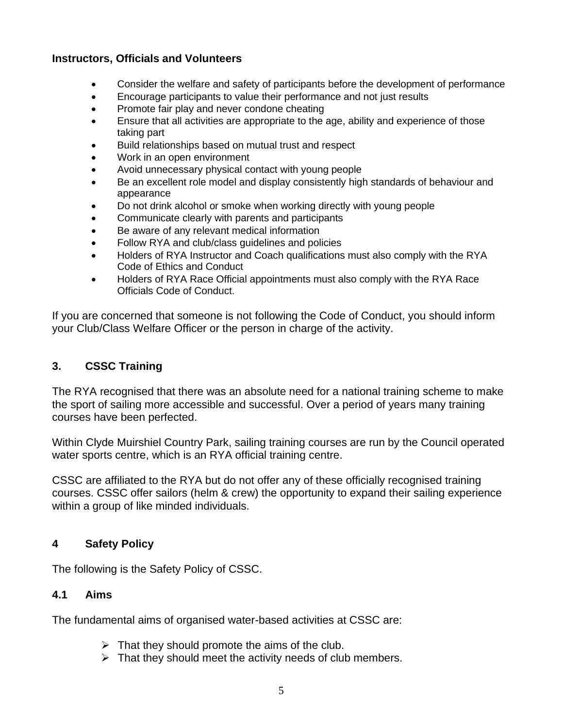**Instructors, Officials and Volunteers**

- Consider the welfare and safety of participants before the development of performance
- Encourage participants to value their performance and not just results
- Promote fair play and never condone cheating
- Ensure that all activities are appropriate to the age, ability and experience of those taking part
- Build relationships based on mutual trust and respect
- Work in an open environment
- Avoid unnecessary physical contact with young people
- Be an excellent role model and display consistently high standards of behaviour and appearance
- Do not drink alcohol or smoke when working directly with young people
- Communicate clearly with parents and participants
- Be aware of any relevant medical information
- Follow RYA and club/class guidelines and policies
- Holders of RYA Instructor and Coach qualifications must also comply with the RYA Code of Ethics and Conduct
- Holders of RYA Race Official appointments must also comply with the RYA Race Officials Code of Conduct.

If you are concerned that someone is not following the Code of Conduct, you should inform your Club/Class Welfare Officer or the person in charge of the activity.

## 3. CSSC Training

The RYA recognised that there was an absolute need for a national training scheme to make the sport of sailing more accessible and successful. Over a period of years many training courses have been perfected.

Within Clyde Muirshiel Country Park, sailing training courses are run by the Council operated water sports centre, which is an RYA official training centre.

CSSC are affiliated to the RYA but do not offer any of these officially recognised training courses. CSSC offer sailors (helm & crew) the opportunity to expand their sailing experience within a group of like minded individuals.

## 4 Safety Policy

The following is the Safety Policy of CSSC.

### 4.1 Aims

The fundamental aims of organised water-based activities at CSSC are:

- That they should promote the aims of the club.
- That they should meet the activity needs of club members.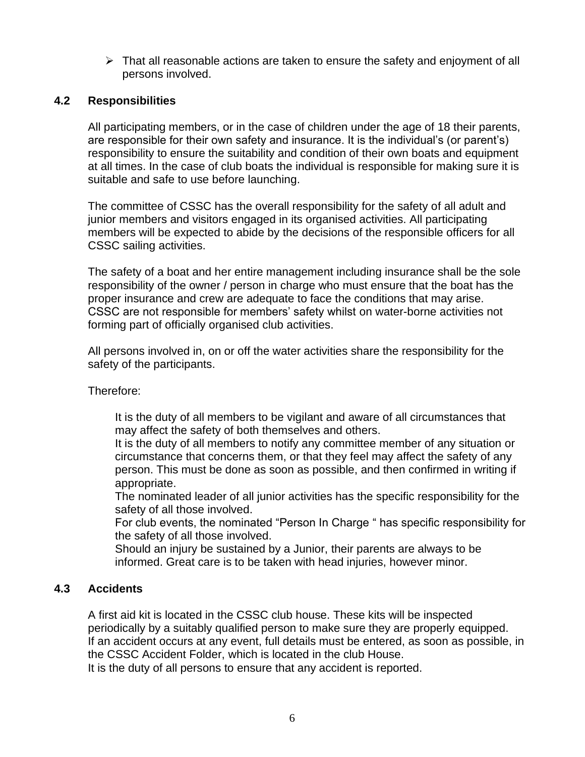- That all reasonable actions are taken to ensure the safety and enjoyment of all persons involved.

### 4.2 Responsibilities

All participating members, or in the case of children under the age of 18 their parents, are responsible for their own safety and insurance. It is the individual's (or parent's) responsibility to ensure the suitability and condition of their own boats and equipment at all times. In the case of club boats the individual is responsible for making sure it is suitable and safe to use before launching.

The committee of CSSC has the overall responsibility for the safety of all adult and junior members and visitors engaged in its organised activities. All participating members will be expected to abide by the decisions of the responsible officers for all CSSC sailing activities.

The safety of a boat and her entire management including insurance shall be the sole responsibility of the owner / person in charge who must ensure that the boat has the proper insurance and crew are adequate to face the conditions that may arise. CSSC are not responsible for members' safety whilst on water-borne activities not forming part of officially organised club activities.

All persons involved in, on or off the water activities share the responsibility for the safety of the participants.

Therefore:

It is the duty of all members to be vigilant and aware of all circumstances that may affect the safety of both themselves and others.
It is the duty of all members to notify any committee member of any situation or circumstance that concerns them, or that they feel may affect the safety of any person. This must be done as soon as possible, and then confirmed in writing if appropriate.
The nominated leader of all junior activities has the specific responsibility for the safety of all those involved.
For club events, the nominated "Person In Charge " has specific responsibility for the safety of all those involved.
Should an injury be sustained by a Junior, their parents are always to be informed. Great care is to be taken with head injuries, however minor.

### 4.3 Accidents

A first aid kit is located in the CSSC club house. These kits will be inspected periodically by a suitably qualified person to make sure they are properly equipped.
If an accident occurs at any event, full details must be entered, as soon as possible, in the CSSC Accident Folder, which is located in the club House.
It is the duty of all persons to ensure that any accident is reported.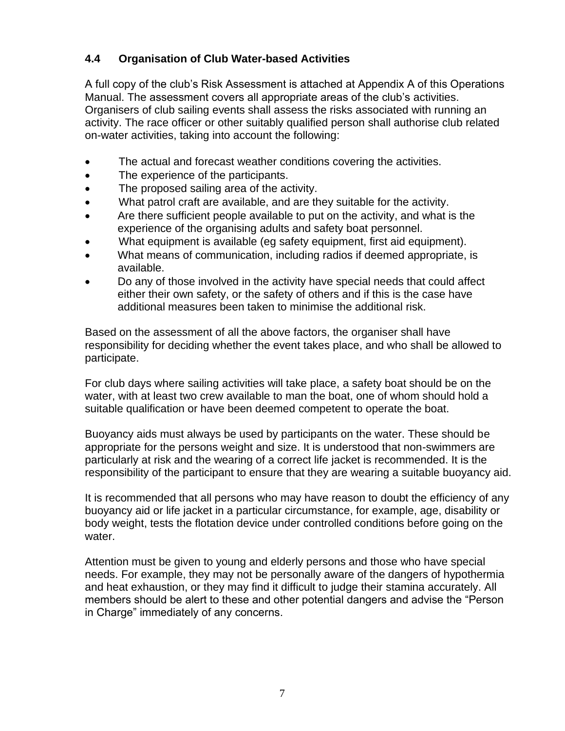### 4.4 Organisation of Club Water-based Activities

A full copy of the club's Risk Assessment is attached at Appendix A of this Operations Manual. The assessment covers all appropriate areas of the club's activities. Organisers of club sailing events shall assess the risks associated with running an activity. The race officer or other suitably qualified person shall authorise club related on-water activities, taking into account the following:

- The actual and forecast weather conditions covering the activities.
- The experience of the participants.
- The proposed sailing area of the activity.
- What patrol craft are available, and are they suitable for the activity.
- Are there sufficient people available to put on the activity, and what is the experience of the organising adults and safety boat personnel.
- What equipment is available (eg safety equipment, first aid equipment).
- What means of communication, including radios if deemed appropriate, is available.
- Do any of those involved in the activity have special needs that could affect either their own safety, or the safety of others and if this is the case have additional measures been taken to minimise the additional risk.

Based on the assessment of all the above factors, the organiser shall have responsibility for deciding whether the event takes place, and who shall be allowed to participate.

For club days where sailing activities will take place, a safety boat should be on the water, with at least two crew available to man the boat, one of whom should hold a suitable qualification or have been deemed competent to operate the boat.

Buoyancy aids must always be used by participants on the water. These should be appropriate for the persons weight and size. It is understood that non-swimmers are particularly at risk and the wearing of a correct life jacket is recommended. It is the responsibility of the participant to ensure that they are wearing a suitable buoyancy aid.

It is recommended that all persons who may have reason to doubt the efficiency of any buoyancy aid or life jacket in a particular circumstance, for example, age, disability or body weight, tests the flotation device under controlled conditions before going on the water.

Attention must be given to young and elderly persons and those who have special needs. For example, they may not be personally aware of the dangers of hypothermia and heat exhaustion, or they may find it difficult to judge their stamina accurately. All members should be alert to these and other potential dangers and advise the "Person in Charge" immediately of any concerns.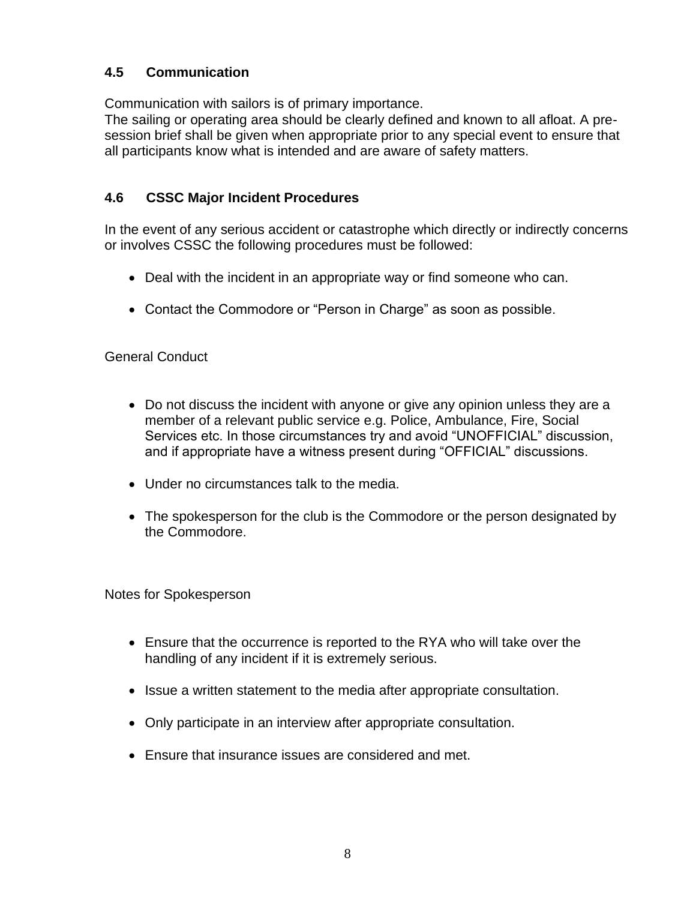### 4.5 Communication

Communication with sailors is of primary importance.
The sailing or operating area should be clearly defined and known to all afloat. A pre-session brief shall be given when appropriate prior to any special event to ensure that all participants know what is intended and are aware of safety matters.

### 4.6 CSSC Major Incident Procedures

In the event of any serious accident or catastrophe which directly or indirectly concerns or involves CSSC the following procedures must be followed:

- Deal with the incident in an appropriate way or find someone who can.
- Contact the Commodore or "Person in Charge" as soon as possible.

General Conduct

- Do not discuss the incident with anyone or give any opinion unless they are a member of a relevant public service e.g. Police, Ambulance, Fire, Social Services etc. In those circumstances try and avoid "UNOFFICIAL" discussion, and if appropriate have a witness present during "OFFICIAL" discussions.
- Under no circumstances talk to the media.
- The spokesperson for the club is the Commodore or the person designated by the Commodore.

Notes for Spokesperson

- Ensure that the occurrence is reported to the RYA who will take over the handling of any incident if it is extremely serious.
- Issue a written statement to the media after appropriate consultation.
- Only participate in an interview after appropriate consultation.
- Ensure that insurance issues are considered and met.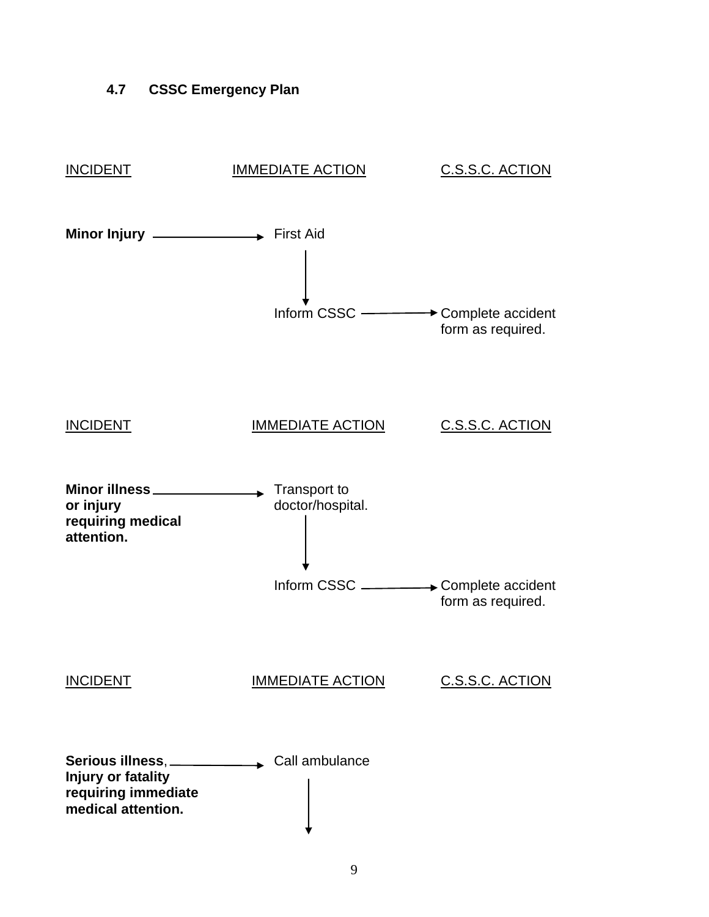### 4.7 CSSC Emergency Plan

| INCIDENT | IMMEDIATE ACTION | C.S.S.C. ACTION |
|---|---|---|
| **Minor Injury** → | First Aid | |
| | ↓ | |
| | Inform CSSC → | Complete accident form as required. |

| INCIDENT | IMMEDIATE ACTION | C.S.S.C. ACTION |
|---|---|---|
| **Minor illness or injury requiring medical attention.** → | Transport to doctor/hospital. | |
| | ↓ | |
| | Inform CSSC → | Complete accident form as required. |

| INCIDENT | IMMEDIATE ACTION | C.S.S.C. ACTION |
|---|---|---|
| **Serious illness**, **Injury or fatality requiring immediate medical attention.** → | Call ambulance | |
| | ↓ | |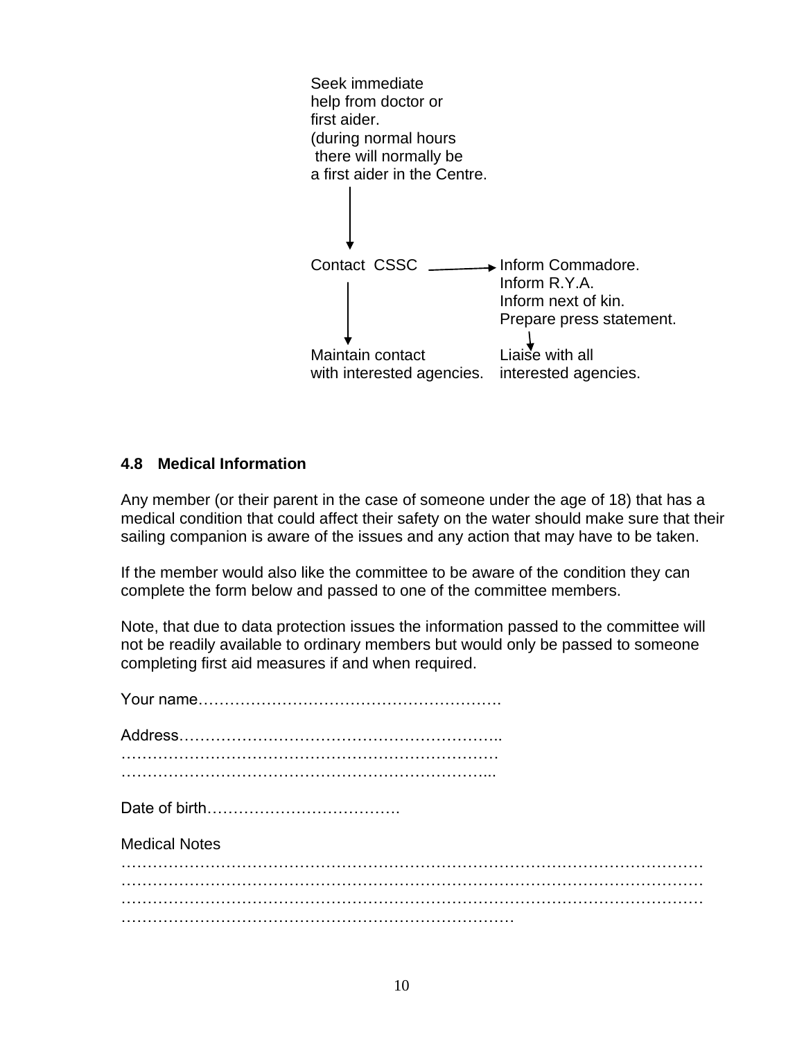Seek immediate
help from doctor or
first aider.
(during normal hours
 there will normally be
a first aider in the Centre.

↓

Contact CSSC → Inform Commadore.
Inform R.Y.A.
Inform next of kin.
Prepare press statement.

↓

Maintain contact
with interested agencies.

Liaise with all
interested agencies.

## 4.8 Medical Information

Any member (or their parent in the case of someone under the age of 18) that has a medical condition that could affect their safety on the water should make sure that their sailing companion is aware of the issues and any action that may have to be taken.

If the member would also like the committee to be aware of the condition they can complete the form below and passed to one of the committee members.

Note, that due to data protection issues the information passed to the committee will not be readily available to ordinary members but would only be passed to someone completing first aid measures if and when required.

Your name………………………………………………….

Address……………………………………………………..
………………………………………………………………
……………………………………………………………...

Date of birth……………………………….

Medical Notes
………………………………………………………………………………………………
………………………………………………………………………………………………
………………………………………………………………………………………………
…………………………………………………………………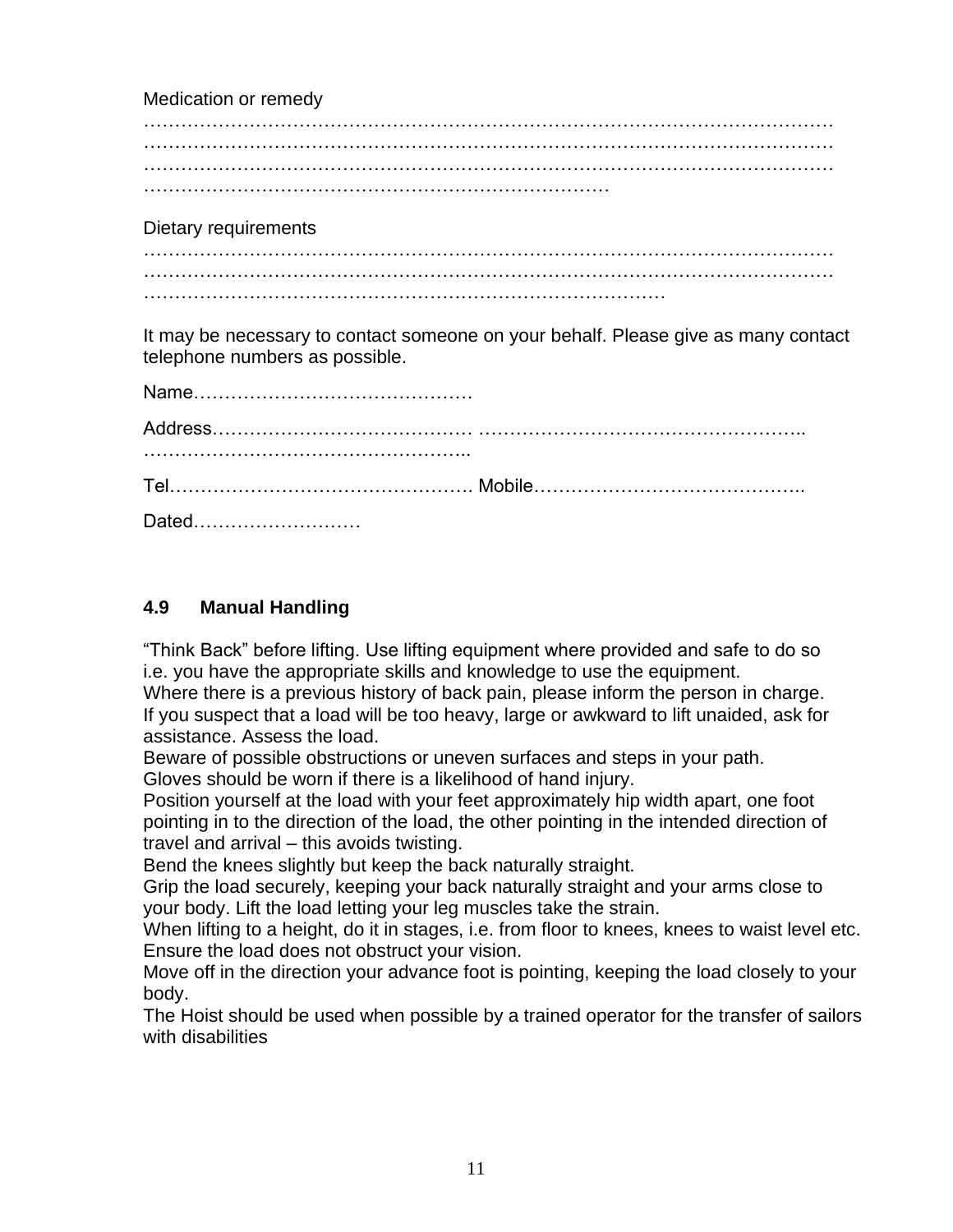Medication or remedy
……………………………………………………………………………………………………
……………………………………………………………………………………………………
……………………………………………………………………………………………………
…………………………………………………………………

Dietary requirements
……………………………………………………………………………………………………
……………………………………………………………………………………………………
…………………………………………………………………………

It may be necessary to contact someone on your behalf. Please give as many contact telephone numbers as possible.

Name………………………………………

Address………………………………… ……………………………………………..
……………………………………………..

Tel…………………………………………. Mobile……………………………………..

Dated………………………

### 4.9 Manual Handling

"Think Back" before lifting. Use lifting equipment where provided and safe to do so i.e. you have the appropriate skills and knowledge to use the equipment.
Where there is a previous history of back pain, please inform the person in charge.
If you suspect that a load will be too heavy, large or awkward to lift unaided, ask for assistance. Assess the load.
Beware of possible obstructions or uneven surfaces and steps in your path.
Gloves should be worn if there is a likelihood of hand injury.
Position yourself at the load with your feet approximately hip width apart, one foot pointing in to the direction of the load, the other pointing in the intended direction of travel and arrival – this avoids twisting.
Bend the knees slightly but keep the back naturally straight.
Grip the load securely, keeping your back naturally straight and your arms close to your body. Lift the load letting your leg muscles take the strain.
When lifting to a height, do it in stages, i.e. from floor to knees, knees to waist level etc.
Ensure the load does not obstruct your vision.
Move off in the direction your advance foot is pointing, keeping the load closely to your body.
The Hoist should be used when possible by a trained operator for the transfer of sailors with disabilities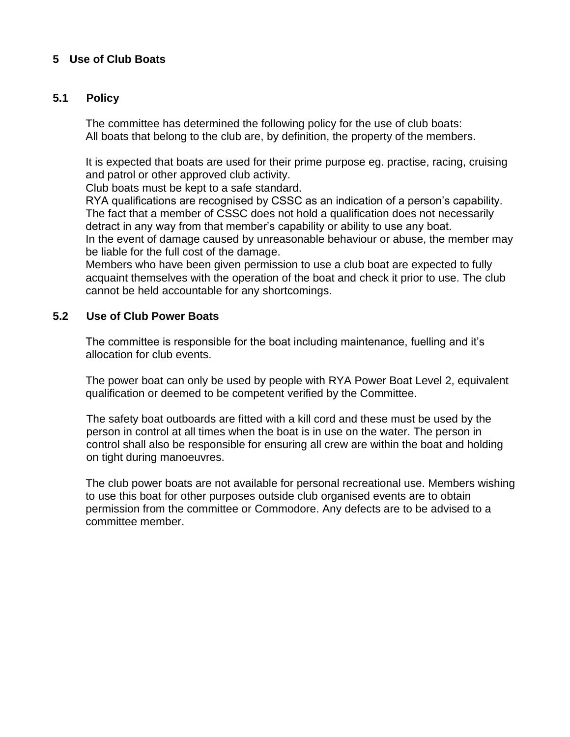## 5 Use of Club Boats

### 5.1 Policy

The committee has determined the following policy for the use of club boats:
All boats that belong to the club are, by definition, the property of the members.

It is expected that boats are used for their prime purpose eg. practise, racing, cruising and patrol or other approved club activity.
Club boats must be kept to a safe standard.
RYA qualifications are recognised by CSSC as an indication of a person's capability. The fact that a member of CSSC does not hold a qualification does not necessarily detract in any way from that member's capability or ability to use any boat.
In the event of damage caused by unreasonable behaviour or abuse, the member may be liable for the full cost of the damage.
Members who have been given permission to use a club boat are expected to fully acquaint themselves with the operation of the boat and check it prior to use. The club cannot be held accountable for any shortcomings.

### 5.2 Use of Club Power Boats

The committee is responsible for the boat including maintenance, fuelling and it's allocation for club events.

The power boat can only be used by people with RYA Power Boat Level 2, equivalent qualification or deemed to be competent verified by the Committee.

The safety boat outboards are fitted with a kill cord and these must be used by the person in control at all times when the boat is in use on the water. The person in control shall also be responsible for ensuring all crew are within the boat and holding on tight during manoeuvres.

The club power boats are not available for personal recreational use. Members wishing to use this boat for other purposes outside club organised events are to obtain permission from the committee or Commodore. Any defects are to be advised to a committee member.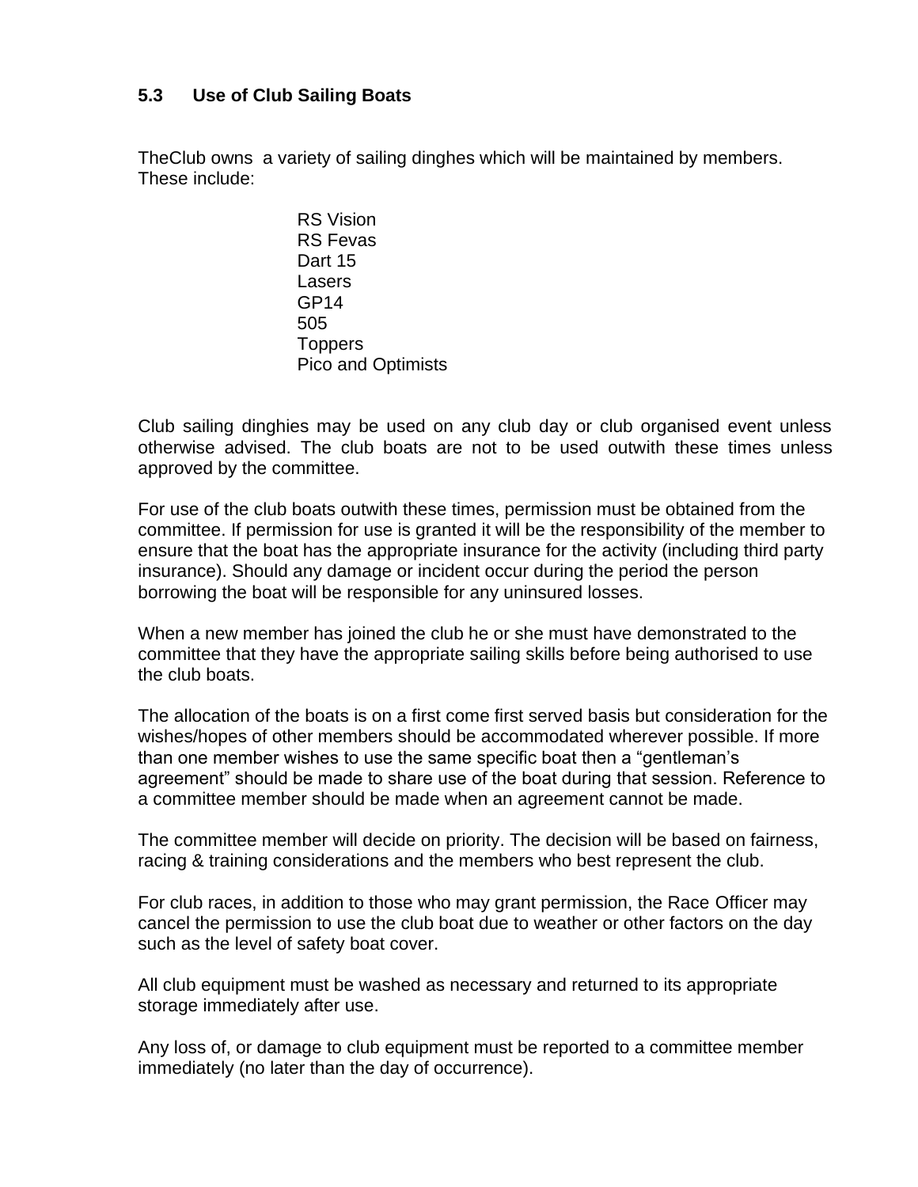### 5.3 Use of Club Sailing Boats

TheClub owns  a variety of sailing dinghes which will be maintained by members. These include:

- RS Vision
- RS Fevas
- Dart 15
- Lasers
- GP14
- 505
- Toppers
- Pico and Optimists

Club sailing dinghies may be used on any club day or club organised event unless otherwise advised. The club boats are not to be used outwith these times unless approved by the committee.

For use of the club boats outwith these times, permission must be obtained from the committee. If permission for use is granted it will be the responsibility of the member to ensure that the boat has the appropriate insurance for the activity (including third party insurance). Should any damage or incident occur during the period the person borrowing the boat will be responsible for any uninsured losses.

When a new member has joined the club he or she must have demonstrated to the committee that they have the appropriate sailing skills before being authorised to use the club boats.

The allocation of the boats is on a first come first served basis but consideration for the wishes/hopes of other members should be accommodated wherever possible. If more than one member wishes to use the same specific boat then a "gentleman's agreement" should be made to share use of the boat during that session. Reference to a committee member should be made when an agreement cannot be made.

The committee member will decide on priority. The decision will be based on fairness, racing & training considerations and the members who best represent the club.

For club races, in addition to those who may grant permission, the Race Officer may cancel the permission to use the club boat due to weather or other factors on the day such as the level of safety boat cover.

All club equipment must be washed as necessary and returned to its appropriate storage immediately after use.

Any loss of, or damage to club equipment must be reported to a committee member immediately (no later than the day of occurrence).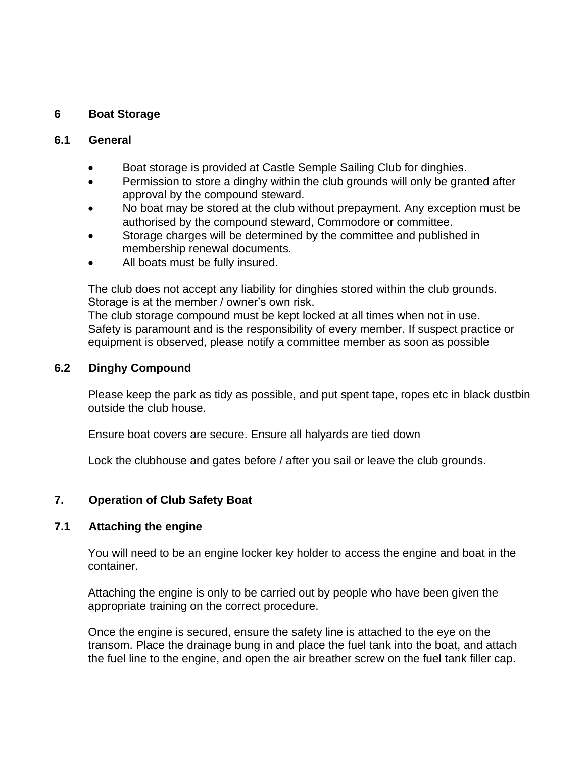## 6 Boat Storage

### 6.1 General

- Boat storage is provided at Castle Semple Sailing Club for dinghies.
- Permission to store a dinghy within the club grounds will only be granted after approval by the compound steward.
- No boat may be stored at the club without prepayment. Any exception must be authorised by the compound steward, Commodore or committee.
- Storage charges will be determined by the committee and published in membership renewal documents.
- All boats must be fully insured.

The club does not accept any liability for dinghies stored within the club grounds. Storage is at the member / owner's own risk.
The club storage compound must be kept locked at all times when not in use.
Safety is paramount and is the responsibility of every member. If suspect practice or equipment is observed, please notify a committee member as soon as possible

### 6.2 Dinghy Compound

Please keep the park as tidy as possible, and put spent tape, ropes etc in black dustbin outside the club house.

Ensure boat covers are secure. Ensure all halyards are tied down

Lock the clubhouse and gates before / after you sail or leave the club grounds.

## 7. Operation of Club Safety Boat

### 7.1 Attaching the engine

You will need to be an engine locker key holder to access the engine and boat in the container.

Attaching the engine is only to be carried out by people who have been given the appropriate training on the correct procedure.

Once the engine is secured, ensure the safety line is attached to the eye on the transom. Place the drainage bung in and place the fuel tank into the boat, and attach the fuel line to the engine, and open the air breather screw on the fuel tank filler cap.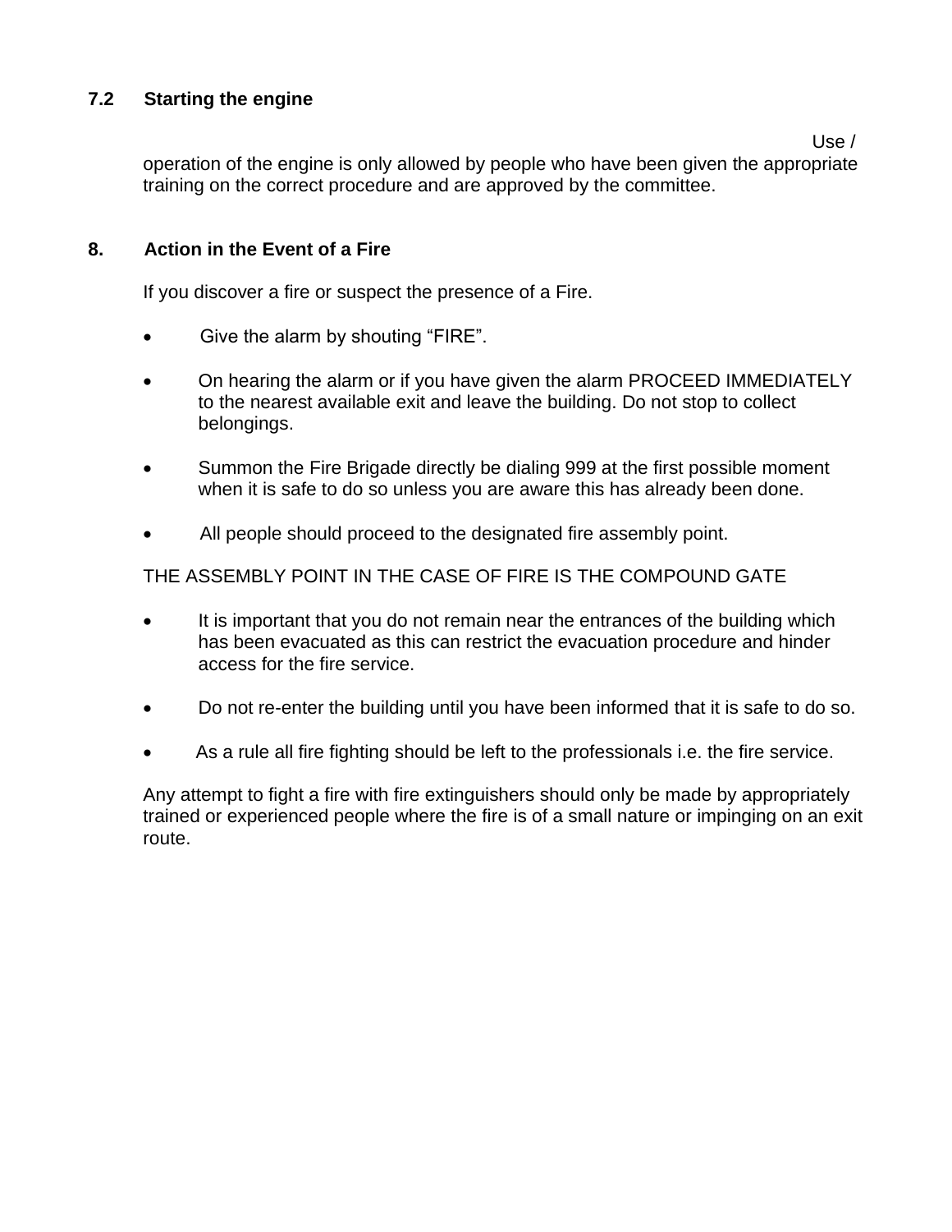### 7.2 Starting the engine

Use / operation of the engine is only allowed by people who have been given the appropriate training on the correct procedure and are approved by the committee.

## 8. Action in the Event of a Fire

If you discover a fire or suspect the presence of a Fire.

- Give the alarm by shouting “FIRE”.
- On hearing the alarm or if you have given the alarm PROCEED IMMEDIATELY to the nearest available exit and leave the building. Do not stop to collect belongings.
- Summon the Fire Brigade directly be dialing 999 at the first possible moment when it is safe to do so unless you are aware this has already been done.
- All people should proceed to the designated fire assembly point.

THE ASSEMBLY POINT IN THE CASE OF FIRE IS THE COMPOUND GATE

- It is important that you do not remain near the entrances of the building which has been evacuated as this can restrict the evacuation procedure and hinder access for the fire service.
- Do not re-enter the building until you have been informed that it is safe to do so.
- As a rule all fire fighting should be left to the professionals i.e. the fire service.

Any attempt to fight a fire with fire extinguishers should only be made by appropriately trained or experienced people where the fire is of a small nature or impinging on an exit route.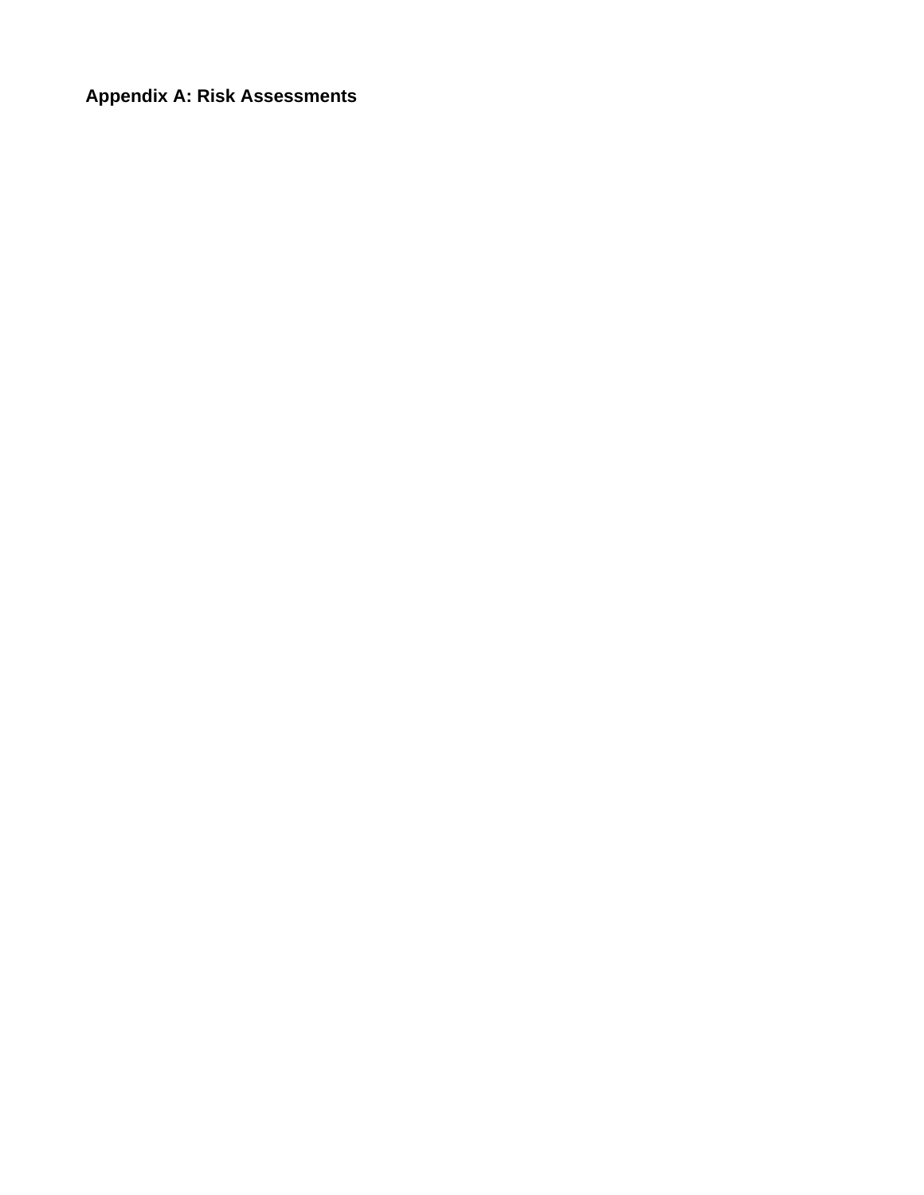## Appendix A: Risk Assessments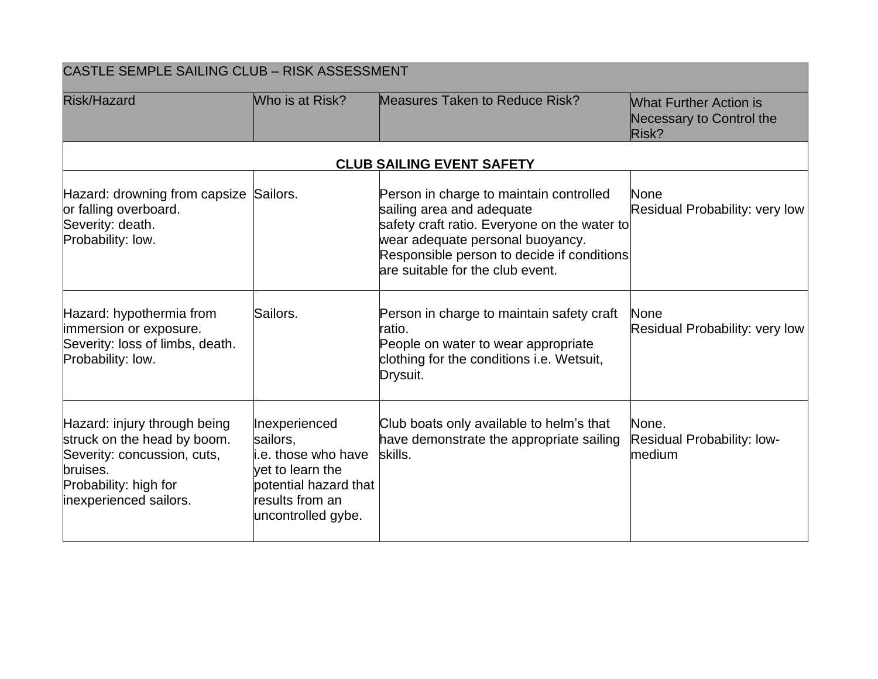| CASTLE SEMPLE SAILING CLUB – RISK ASSESSMENT | | | |
|---|---|---|---|
| Risk/Hazard | Who is at Risk? | Measures Taken to Reduce Risk? | What Further Action is Necessary to Control the Risk? |
| **CLUB SAILING EVENT SAFETY** | | | |
| Hazard: drowning from capsize or falling overboard.<br>Severity: death.<br>Probability: low. | Sailors. | Person in charge to maintain controlled sailing area and adequate safety craft ratio. Everyone on the water to wear adequate personal buoyancy. Responsible person to decide if conditions are suitable for the club event. | None<br>Residual Probability: very low |
| Hazard: hypothermia from immersion or exposure.<br>Severity: loss of limbs, death.<br>Probability: low. | Sailors. | Person in charge to maintain safety craft ratio.<br>People on water to wear appropriate clothing for the conditions i.e. Wetsuit, Drysuit. | None<br>Residual Probability: very low |
| Hazard: injury through being struck on the head by boom.<br>Severity: concussion, cuts, bruises.<br>Probability: high for inexperienced sailors. | Inexperienced sailors,<br>i.e. those who have yet to learn the potential hazard that results from an uncontrolled gybe. | Club boats only available to helm's that have demonstrate the appropriate sailing skills. | None.<br>Residual Probability: low-medium |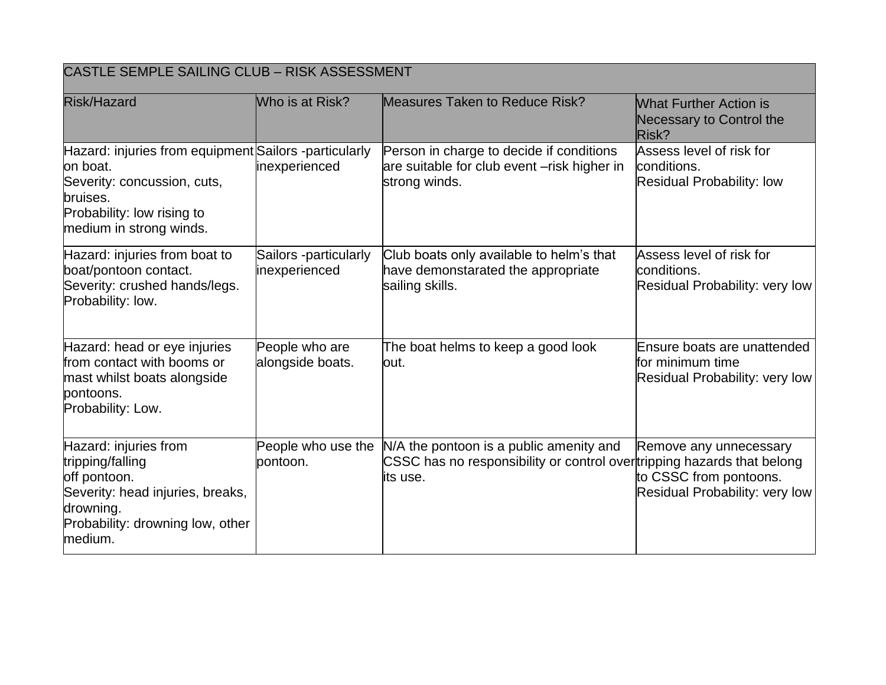| CASTLE SEMPLE SAILING CLUB – RISK ASSESSMENT | | | |
|---|---|---|---|
| Risk/Hazard | Who is at Risk? | Measures Taken to Reduce Risk? | What Further Action is Necessary to Control the Risk? |
| Hazard: injuries from equipment on boat.<br>Severity: concussion, cuts, bruises.<br>Probability: low rising to medium in strong winds. | Sailors -particularly inexperienced | Person in charge to decide if conditions are suitable for club event –risk higher in strong winds. | Assess level of risk for conditions.<br>Residual Probability: low |
| Hazard: injuries from boat to boat/pontoon contact.<br>Severity: crushed hands/legs.<br>Probability: low. | Sailors -particularly inexperienced | Club boats only available to helm's that have demonstarated the appropriate sailing skills. | Assess level of risk for conditions.<br>Residual Probability: very low |
| Hazard: head or eye injuries from contact with booms or mast whilst boats alongside pontoons.<br>Probability: Low. | People who are alongside boats. | The boat helms to keep a good look out. | Ensure boats are unattended for minimum time<br>Residual Probability: very low |
| Hazard: injuries from tripping/falling off pontoon.<br>Severity: head injuries, breaks, drowning.<br>Probability: drowning low, other medium. | People who use the pontoon. | N/A the pontoon is a public amenity and CSSC has no responsibility or control over its use. | Remove any unnecessary tripping hazards that belong to CSSC from pontoons.<br>Residual Probability: very low |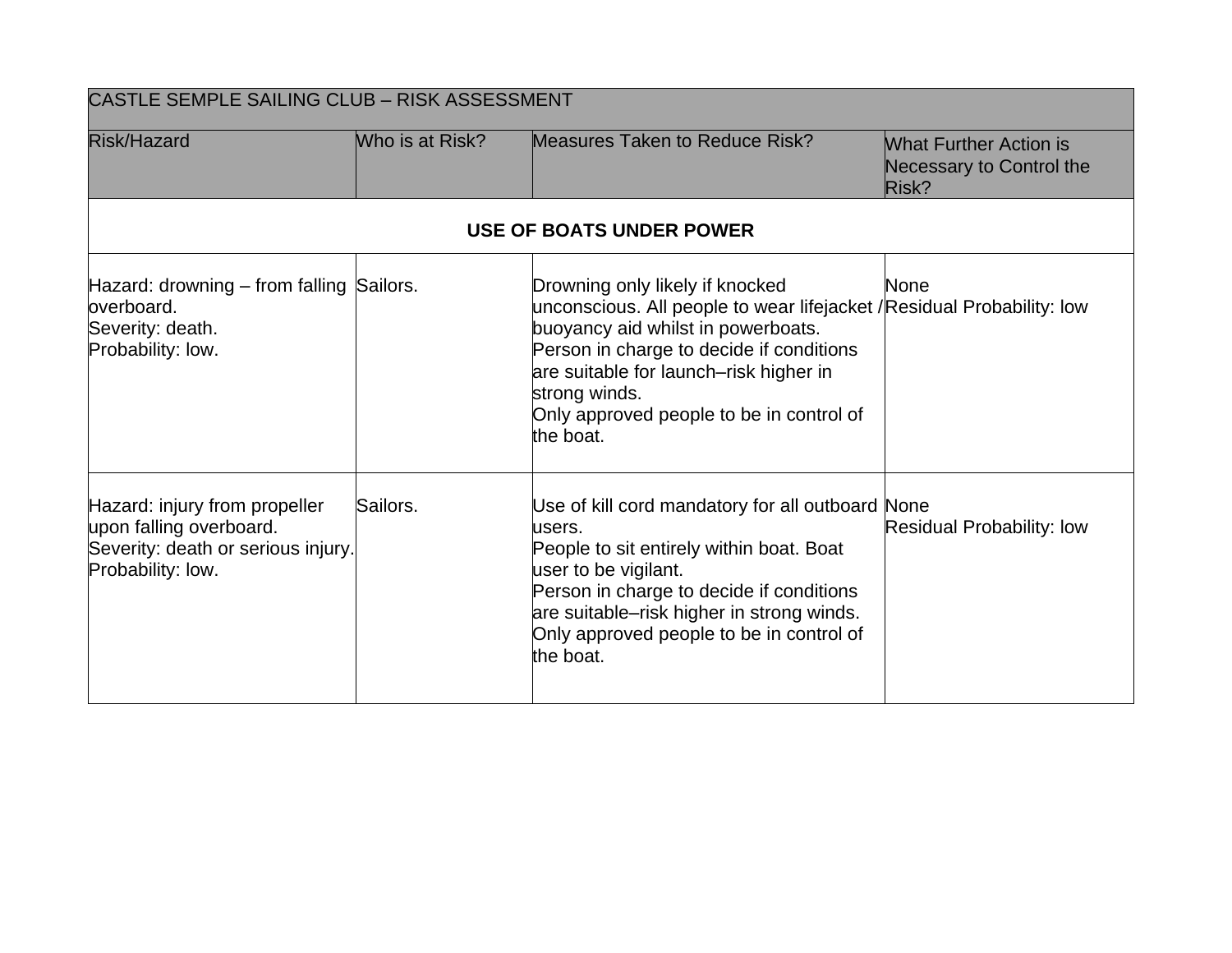| CASTLE SEMPLE SAILING CLUB – RISK ASSESSMENT | | | |
|---|---|---|---|
| Risk/Hazard | Who is at Risk? | Measures Taken to Reduce Risk? | What Further Action is Necessary to Control the Risk? |
| **USE OF BOATS UNDER POWER** | | | |
| Hazard: drowning – from falling overboard.<br>Severity: death.<br>Probability: low. | Sailors. | Drowning only likely if knocked unconscious. All people to wear lifejacket / buoyancy aid whilst in powerboats.<br>Person in charge to decide if conditions are suitable for launch–risk higher in strong winds.<br>Only approved people to be in control of the boat. | None<br>Residual Probability: low |
| Hazard: injury from propeller upon falling overboard.<br>Severity: death or serious injury.<br>Probability: low. | Sailors. | Use of kill cord mandatory for all outboard users.<br>People to sit entirely within boat. Boat user to be vigilant.<br>Person in charge to decide if conditions are suitable–risk higher in strong winds.<br>Only approved people to be in control of the boat. | None<br>Residual Probability: low |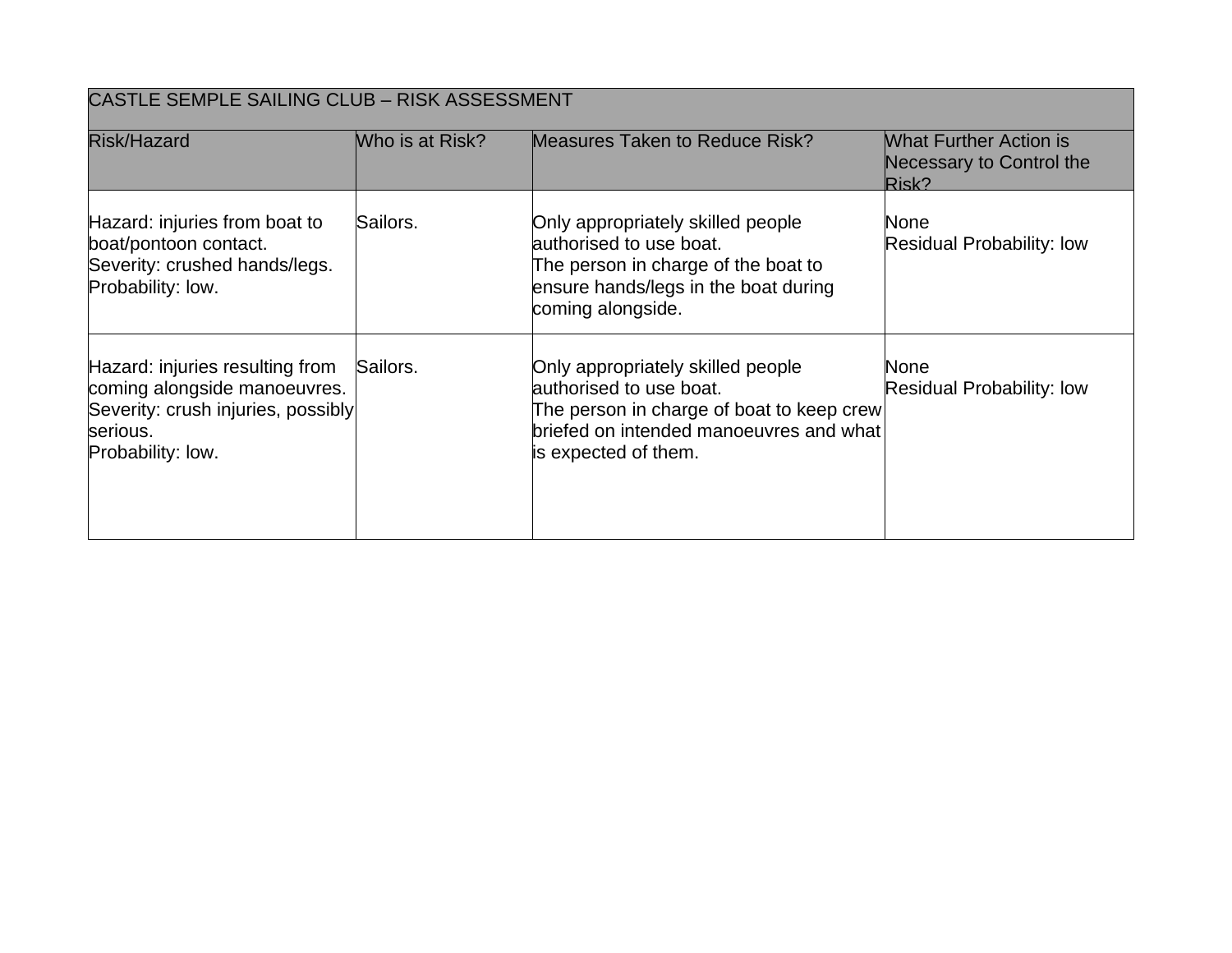| CASTLE SEMPLE SAILING CLUB – RISK ASSESSMENT | | | |
|---|---|---|---|
| Risk/Hazard | Who is at Risk? | Measures Taken to Reduce Risk? | What Further Action is Necessary to Control the Risk? |
| Hazard: injuries from boat to boat/pontoon contact.<br>Severity: crushed hands/legs.<br>Probability: low. | Sailors. | Only appropriately skilled people authorised to use boat.<br>The person in charge of the boat to ensure hands/legs in the boat during coming alongside. | None<br>Residual Probability: low |
| Hazard: injuries resulting from coming alongside manoeuvres.<br>Severity: crush injuries, possibly serious.<br>Probability: low. | Sailors. | Only appropriately skilled people authorised to use boat.<br>The person in charge of boat to keep crew briefed on intended manoeuvres and what is expected of them. | None<br>Residual Probability: low |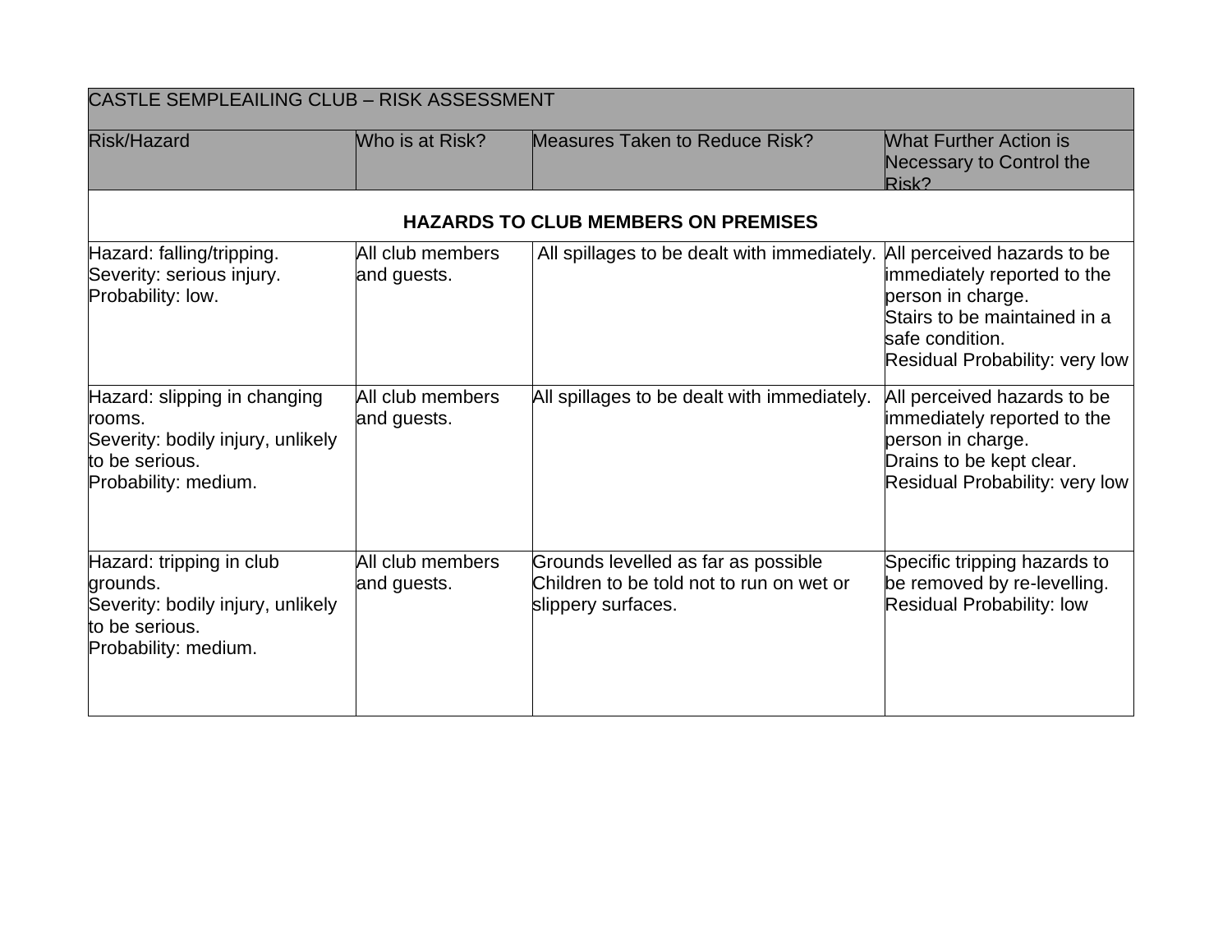| CASTLE SEMPLEAILING CLUB – RISK ASSESSMENT | | | |
|---|---|---|---|
| Risk/Hazard | Who is at Risk? | Measures Taken to Reduce Risk? | What Further Action is Necessary to Control the Risk? |
| **HAZARDS TO CLUB MEMBERS ON PREMISES** | | | |
| Hazard: falling/tripping.<br>Severity: serious injury.<br>Probability: low. | All club members and guests. | All spillages to be dealt with immediately. | All perceived hazards to be immediately reported to the person in charge.<br>Stairs to be maintained in a safe condition.<br>Residual Probability: very low |
| Hazard: slipping in changing rooms.<br>Severity: bodily injury, unlikely to be serious.<br>Probability: medium. | All club members and guests. | All spillages to be dealt with immediately. | All perceived hazards to be immediately reported to the person in charge.<br>Drains to be kept clear.<br>Residual Probability: very low |
| Hazard: tripping in club grounds.<br>Severity: bodily injury, unlikely to be serious.<br>Probability: medium. | All club members and guests. | Grounds levelled as far as possible<br>Children to be told not to run on wet or slippery surfaces. | Specific tripping hazards to be removed by re-levelling.<br>Residual Probability: low |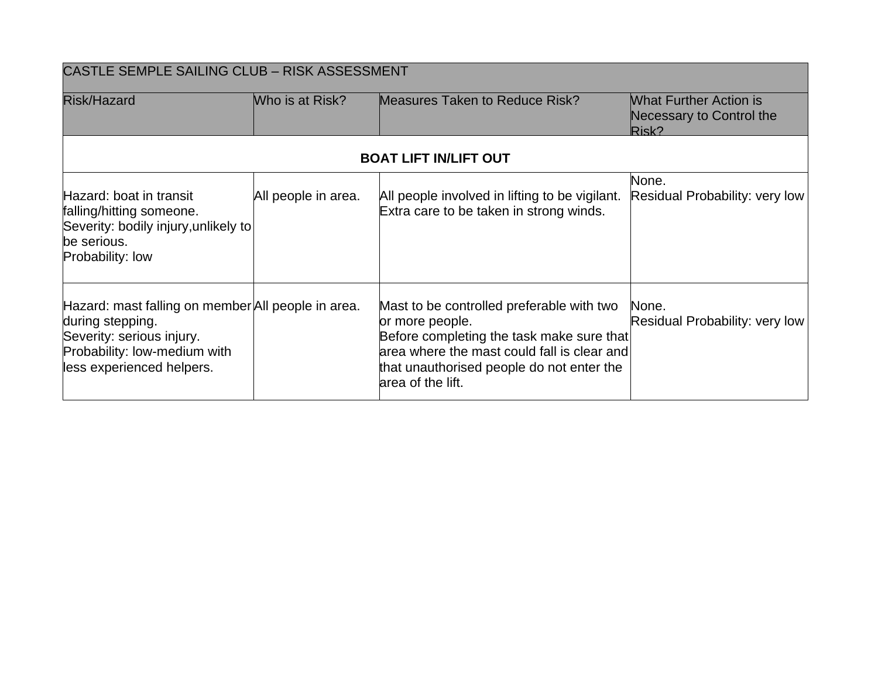| CASTLE SEMPLE SAILING CLUB – RISK ASSESSMENT | | | |
|---|---|---|---|
| Risk/Hazard | Who is at Risk? | Measures Taken to Reduce Risk? | What Further Action is Necessary to Control the Risk? |
| **BOAT LIFT IN/LIFT OUT** | | | |
| Hazard: boat in transit falling/hitting someone.<br>Severity: bodily injury,unlikely to be serious.<br>Probability: low | All people in area. | All people involved in lifting to be vigilant.<br>Extra care to be taken in strong winds. | None.<br>Residual Probability: very low |
| Hazard: mast falling on member during stepping.<br>Severity: serious injury.<br>Probability: low-medium with less experienced helpers. | All people in area. | Mast to be controlled preferable with two or more people.<br>Before completing the task make sure that area where the mast could fall is clear and that unauthorised people do not enter the area of the lift. | None.<br>Residual Probability: very low |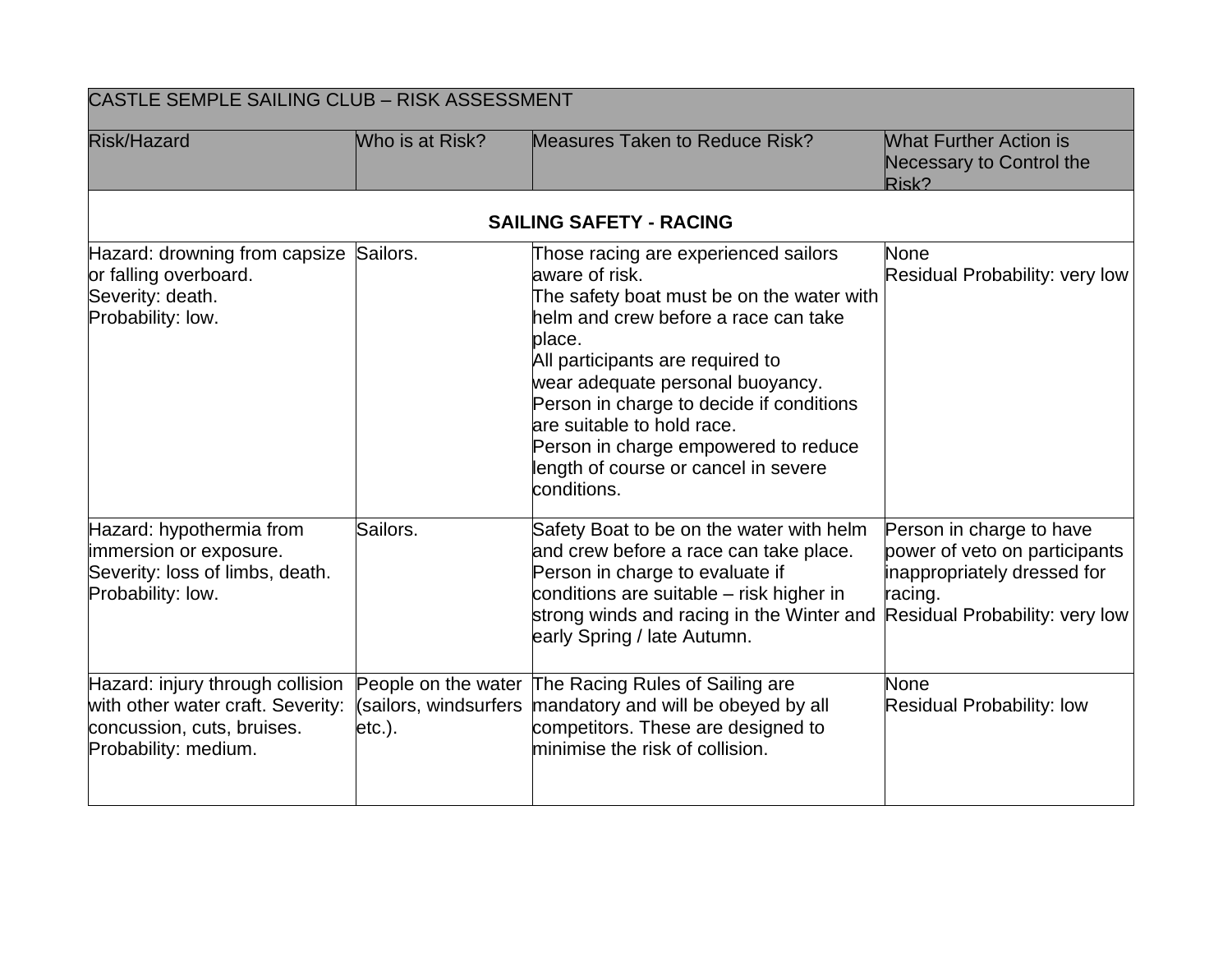| CASTLE SEMPLE SAILING CLUB – RISK ASSESSMENT | | | |
|---|---|---|---|
| Risk/Hazard | Who is at Risk? | Measures Taken to Reduce Risk? | What Further Action is Necessary to Control the Risk? |
| **SAILING SAFETY - RACING** | | | |
| Hazard: drowning from capsize or falling overboard.<br>Severity: death.<br>Probability: low. | Sailors. | Those racing are experienced sailors aware of risk.<br>The safety boat must be on the water with helm and crew before a race can take place.<br>All participants are required to wear adequate personal buoyancy.<br>Person in charge to decide if conditions are suitable to hold race.<br>Person in charge empowered to reduce length of course or cancel in severe conditions. | None<br>Residual Probability: very low |
| Hazard: hypothermia from immersion or exposure.<br>Severity: loss of limbs, death.<br>Probability: low. | Sailors. | Safety Boat to be on the water with helm and crew before a race can take place.<br>Person in charge to evaluate if conditions are suitable – risk higher in strong winds and racing in the Winter and early Spring / late Autumn. | Person in charge to have power of veto on participants inappropriately dressed for racing.<br>Residual Probability: very low |
| Hazard: injury through collision with other water craft. Severity: concussion, cuts, bruises.<br>Probability: medium. | People on the water (sailors, windsurfers etc.). | The Racing Rules of Sailing are mandatory and will be obeyed by all competitors. These are designed to minimise the risk of collision. | None<br>Residual Probability: low |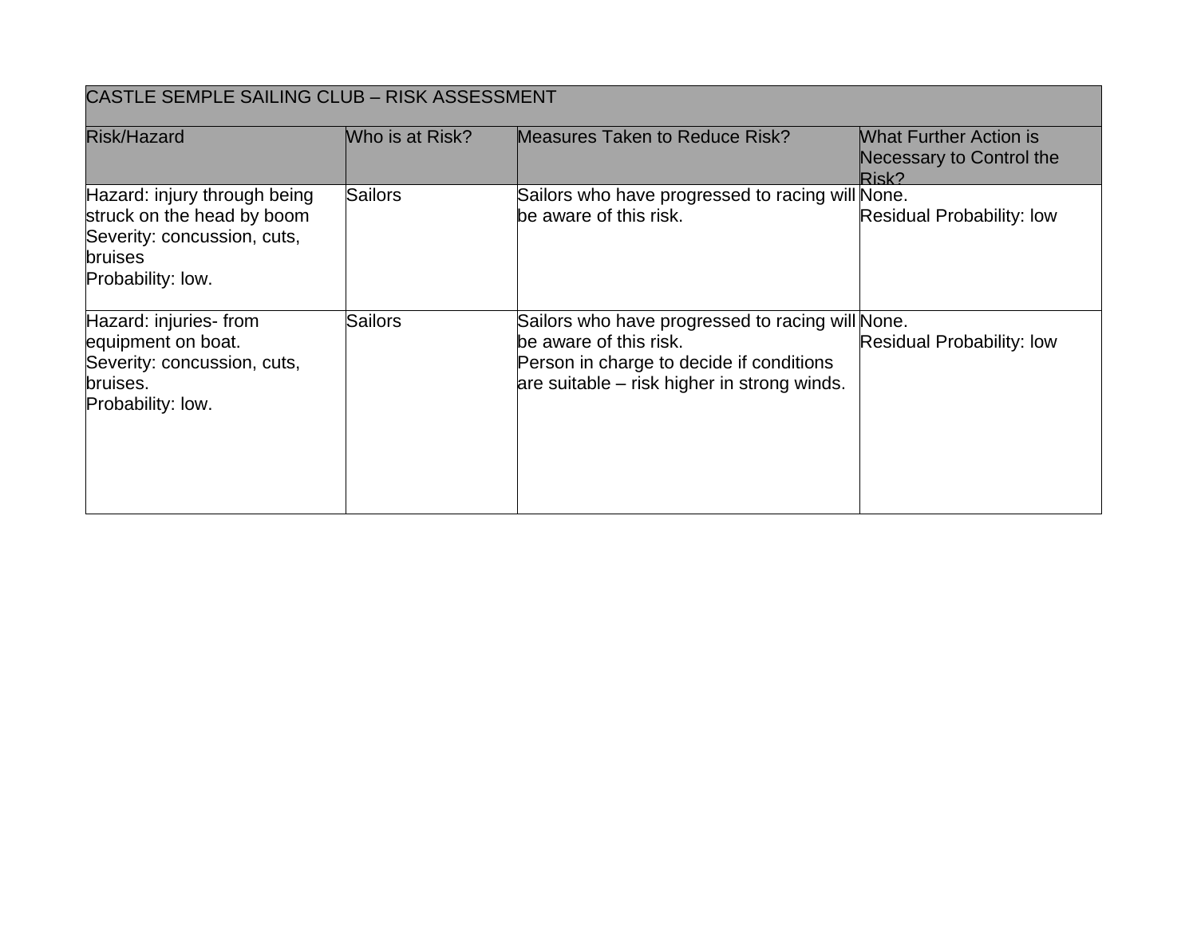| CASTLE SEMPLE SAILING CLUB – RISK ASSESSMENT | | | |
|---|---|---|---|
| Risk/Hazard | Who is at Risk? | Measures Taken to Reduce Risk? | What Further Action is Necessary to Control the Risk? |
| Hazard: injury through being struck on the head by boom<br>Severity: concussion, cuts, bruises<br>Probability: low. | Sailors | Sailors who have progressed to racing will be aware of this risk. | None.<br>Residual Probability: low |
| Hazard: injuries- from equipment on boat.<br>Severity: concussion, cuts, bruises.<br>Probability: low. | Sailors | Sailors who have progressed to racing will be aware of this risk.<br>Person in charge to decide if conditions are suitable – risk higher in strong winds. | None.<br>Residual Probability: low |